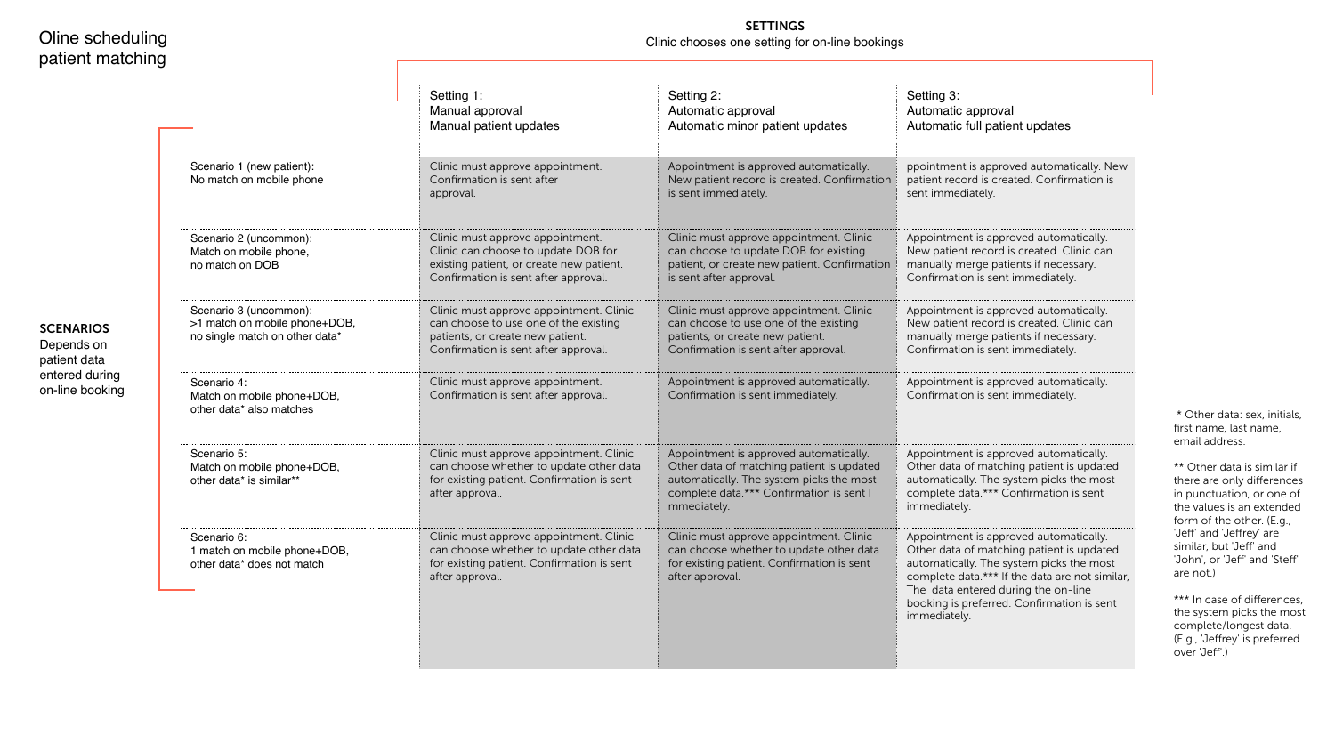# Oline scheduling patient matching

**SETTINGS**
Clinic chooses one setting for on-line bookings

**SCENARIOS**
Depends on patient data entered during on-line booking

| | Setting 1: Manual approval Manual patient updates | Setting 2: Automatic approval Automatic minor patient updates | Setting 3: Automatic approval Automatic full patient updates |
|---|---|---|---|
| Scenario 1 (new patient): No match on mobile phone | Clinic must approve appointment. Confirmation is sent after approval. | Appointment is approved automatically. New patient record is created. Confirmation is sent immediately. | ppointment is approved automatically. New patient record is created. Confirmation is sent immediately. |
| Scenario 2 (uncommon): Match on mobile phone, no match on DOB | Clinic must approve appointment. Clinic can choose to update DOB for existing patient, or create new patient. Confirmation is sent after approval. | Clinic must approve appointment. Clinic can choose to update DOB for existing patient, or create new patient. Confirmation is sent after approval. | Appointment is approved automatically. New patient record is created. Clinic can manually merge patients if necessary. Confirmation is sent immediately. |
| Scenario 3 (uncommon): >1 match on mobile phone+DOB, no single match on other data* | Clinic must approve appointment. Clinic can choose to use one of the existing patients, or create new patient. Confirmation is sent after approval. | Clinic must approve appointment. Clinic can choose to use one of the existing patients, or create new patient. Confirmation is sent after approval. | Appointment is approved automatically. New patient record is created. Clinic can manually merge patients if necessary. Confirmation is sent immediately. |
| Scenario 4: Match on mobile phone+DOB, other data* also matches | Clinic must approve appointment. Confirmation is sent after approval. | Appointment is approved automatically. Confirmation is sent immediately. | Appointment is approved automatically. Confirmation is sent immediately. |
| Scenario 5: Match on mobile phone+DOB, other data* is similar** | Clinic must approve appointment. Clinic can choose whether to update other data for existing patient. Confirmation is sent after approval. | Appointment is approved automatically. Other data of matching patient is updated automatically. The system picks the most complete data.*** Confirmation is sent I mmediately. | Appointment is approved automatically. Other data of matching patient is updated automatically. The system picks the most complete data.*** Confirmation is sent immediately. |
| Scenario 6: 1 match on mobile phone+DOB, other data* does not match | Clinic must approve appointment. Clinic can choose whether to update other data for existing patient. Confirmation is sent after approval. | Clinic must approve appointment. Clinic can choose whether to update other data for existing patient. Confirmation is sent after approval. | Appointment is approved automatically. Other data of matching patient is updated automatically. The system picks the most complete data.*** If the data are not similar, The data entered during the on-line booking is preferred. Confirmation is sent immediately. |

\* Other data: sex, initials, first name, last name, email address.

** Other data is similar if there are only differences in punctuation, or one of the values is an extended form of the other. (E.g., 'Jeff' and 'Jeffrey' are similar, but 'Jeff' and 'John', or 'Jeff' and 'Steff' are not.)

*** In case of differences, the system picks the most complete/longest data. (E.g., 'Jeffrey' is preferred over 'Jeff'.)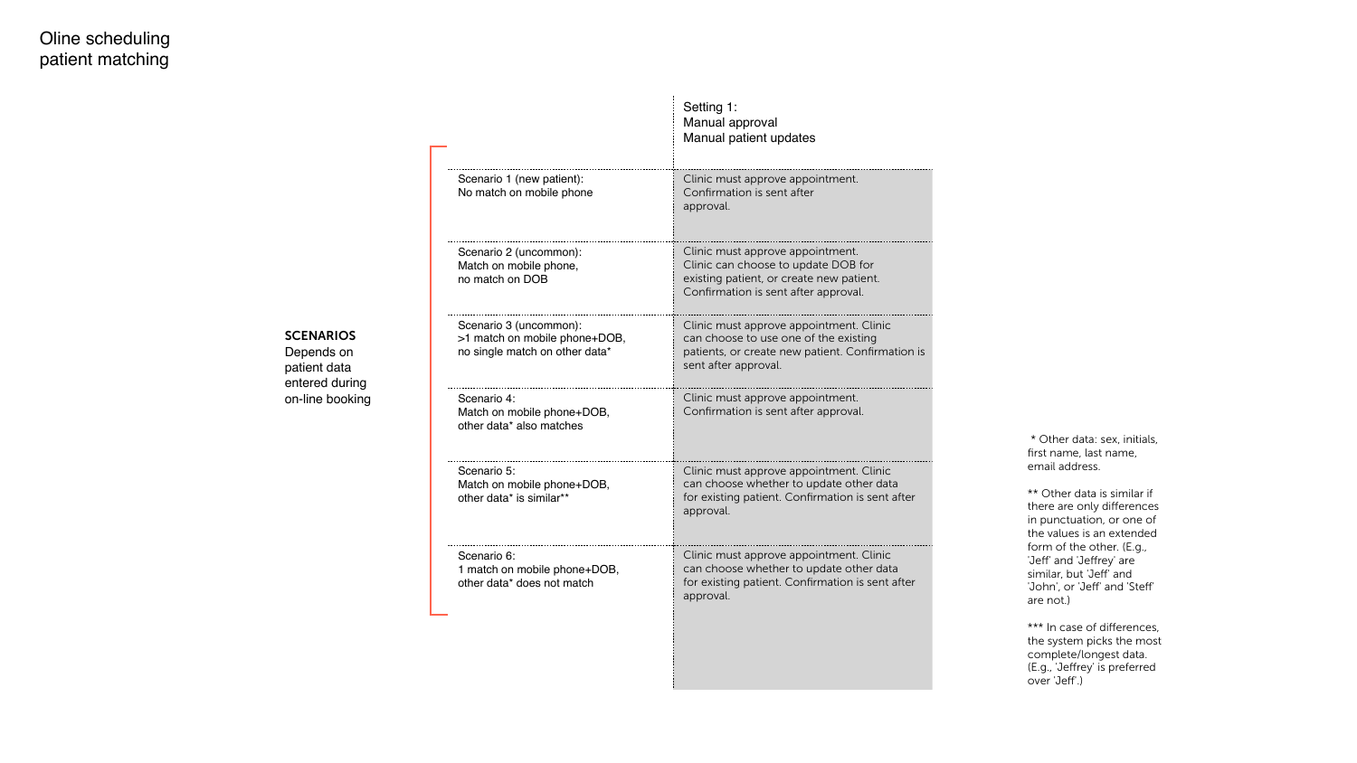# Oline scheduling patient matching

**SCENARIOS**
Depends on patient data entered during on-line booking

| | Setting 1: Manual approval Manual patient updates |
|---|---|
| Scenario 1 (new patient): No match on mobile phone | Clinic must approve appointment. Confirmation is sent after approval. |
| Scenario 2 (uncommon): Match on mobile phone, no match on DOB | Clinic must approve appointment. Clinic can choose to update DOB for existing patient, or create new patient. Confirmation is sent after approval. |
| Scenario 3 (uncommon): >1 match on mobile phone+DOB, no single match on other data* | Clinic must approve appointment. Clinic can choose to use one of the existing patients, or create new patient. Confirmation is sent after approval. |
| Scenario 4: Match on mobile phone+DOB, other data* also matches | Clinic must approve appointment. Confirmation is sent after approval. |
| Scenario 5: Match on mobile phone+DOB, other data* is similar** | Clinic must approve appointment. Clinic can choose whether to update other data for existing patient. Confirmation is sent after approval. |
| Scenario 6: 1 match on mobile phone+DOB, other data* does not match | Clinic must approve appointment. Clinic can choose whether to update other data for existing patient. Confirmation is sent after approval. |

* Other data: sex, initials, first name, last name, email address.

** Other data is similar if there are only differences in punctuation, or one of the values is an extended form of the other. (E.g., 'Jeff' and 'Jeffrey' are similar, but 'Jeff' and 'John', or 'Jeff' and 'Steff' are not.)

*** In case of differences, the system picks the most complete/longest data. (E.g., 'Jeffrey' is preferred over 'Jeff'.)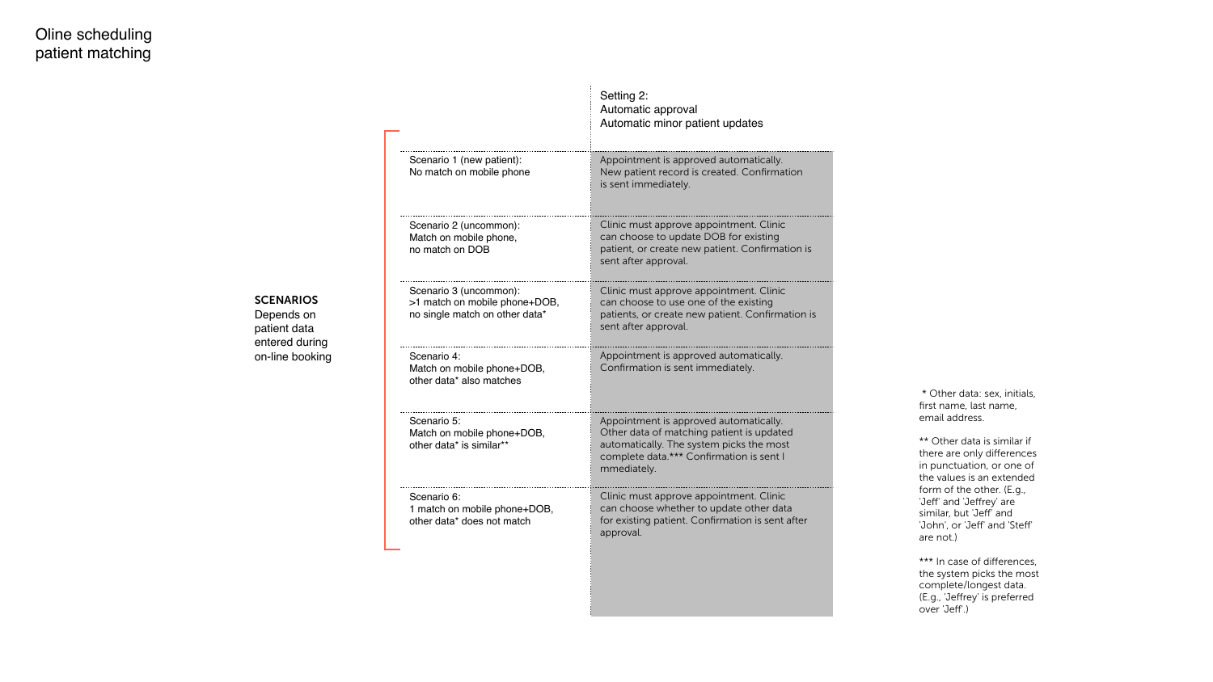# Oline scheduling patient matching

**SCENARIOS**
Depends on patient data entered during on-line booking

| | Setting 2: Automatic approval Automatic minor patient updates |
|---|---|
| Scenario 1 (new patient): No match on mobile phone | Appointment is approved automatically. New patient record is created. Confirmation is sent immediately. |
| Scenario 2 (uncommon): Match on mobile phone, no match on DOB | Clinic must approve appointment. Clinic can choose to update DOB for existing patient, or create new patient. Confirmation is sent after approval. |
| Scenario 3 (uncommon): >1 match on mobile phone+DOB, no single match on other data* | Clinic must approve appointment. Clinic can choose to use one of the existing patients, or create new patient. Confirmation is sent after approval. |
| Scenario 4: Match on mobile phone+DOB, other data* also matches | Appointment is approved automatically. Confirmation is sent immediately. |
| Scenario 5: Match on mobile phone+DOB, other data* is similar** | Appointment is approved automatically. Other data of matching patient is updated automatically. The system picks the most complete data.*** Confirmation is sent I mmediately. |
| Scenario 6: 1 match on mobile phone+DOB, other data* does not match | Clinic must approve appointment. Clinic can choose whether to update other data for existing patient. Confirmation is sent after approval. |

\* Other data: sex, initials, first name, last name, email address.

** Other data is similar if there are only differences in punctuation, or one of the values is an extended form of the other. (E.g., 'Jeff' and 'Jeffrey' are similar, but 'Jeff' and 'John', or 'Jeff' and 'Steff' are not.)

*** In case of differences, the system picks the most complete/longest data. (E.g., 'Jeffrey' is preferred over 'Jeff'.)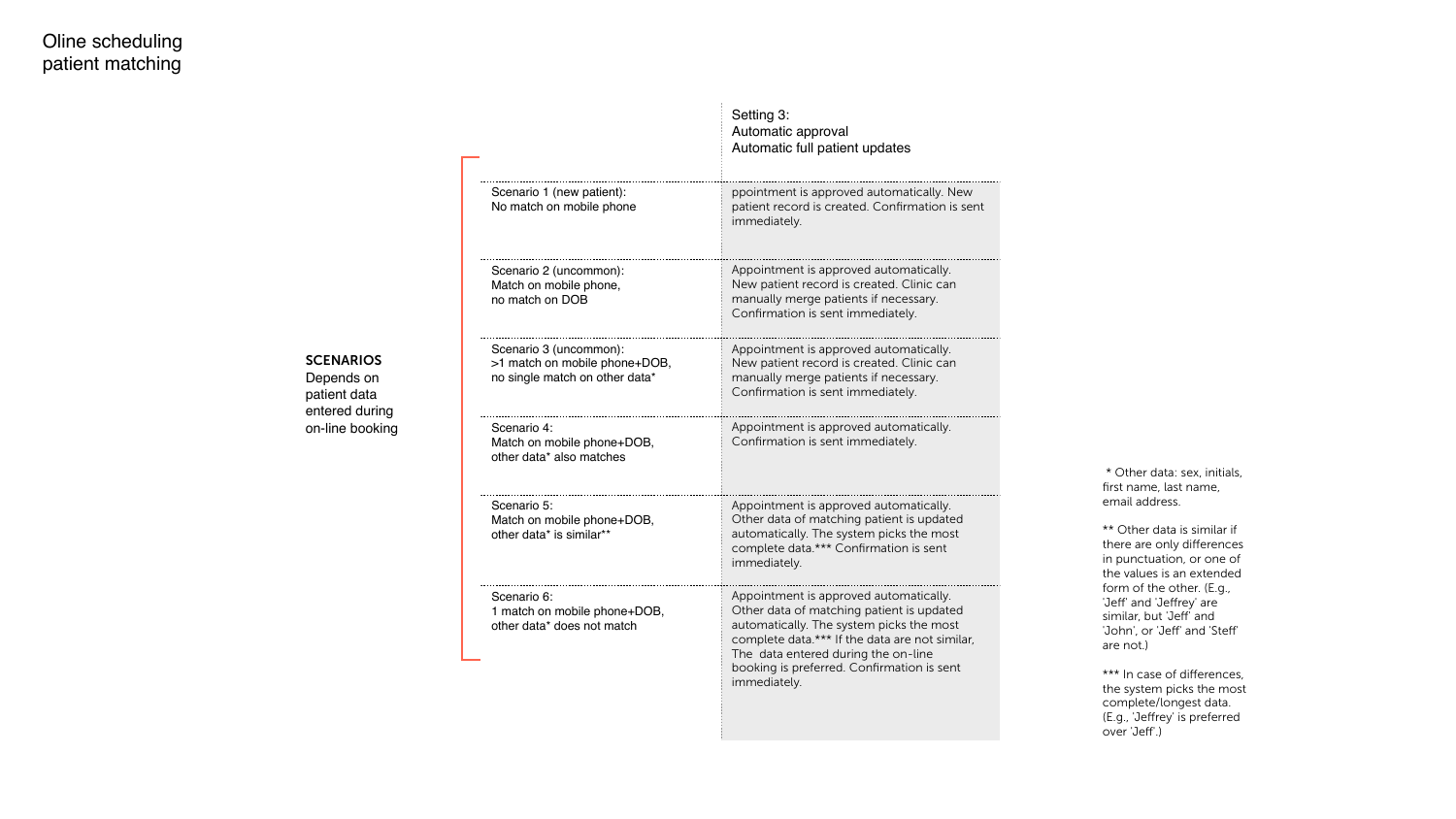# Oline scheduling patient matching

**SCENARIOS**
Depends on patient data entered during on-line booking

| | Setting 3: Automatic approval Automatic full patient updates |
| --- | --- |
| Scenario 1 (new patient): No match on mobile phone | ppointment is approved automatically. New patient record is created. Confirmation is sent immediately. |
| Scenario 2 (uncommon): Match on mobile phone, no match on DOB | Appointment is approved automatically. New patient record is created. Clinic can manually merge patients if necessary. Confirmation is sent immediately. |
| Scenario 3 (uncommon): >1 match on mobile phone+DOB, no single match on other data* | Appointment is approved automatically. New patient record is created. Clinic can manually merge patients if necessary. Confirmation is sent immediately. |
| Scenario 4: Match on mobile phone+DOB, other data* also matches | Appointment is approved automatically. Confirmation is sent immediately. |
| Scenario 5: Match on mobile phone+DOB, other data* is similar** | Appointment is approved automatically. Other data of matching patient is updated automatically. The system picks the most complete data.*** Confirmation is sent immediately. |
| Scenario 6: 1 match on mobile phone+DOB, other data* does not match | Appointment is approved automatically. Other data of matching patient is updated automatically. The system picks the most complete data.*** If the data are not similar, The data entered during the on-line booking is preferred. Confirmation is sent immediately. |

\* Other data: sex, initials, first name, last name, email address.

** Other data is similar if there are only differences in punctuation, or one of the values is an extended form of the other. (E.g., 'Jeff' and 'Jeffrey' are similar, but 'Jeff' and 'John', or 'Jeff' and 'Steff' are not.)

*** In case of differences, the system picks the most complete/longest data. (E.g., 'Jeffrey' is preferred over 'Jeff'.)